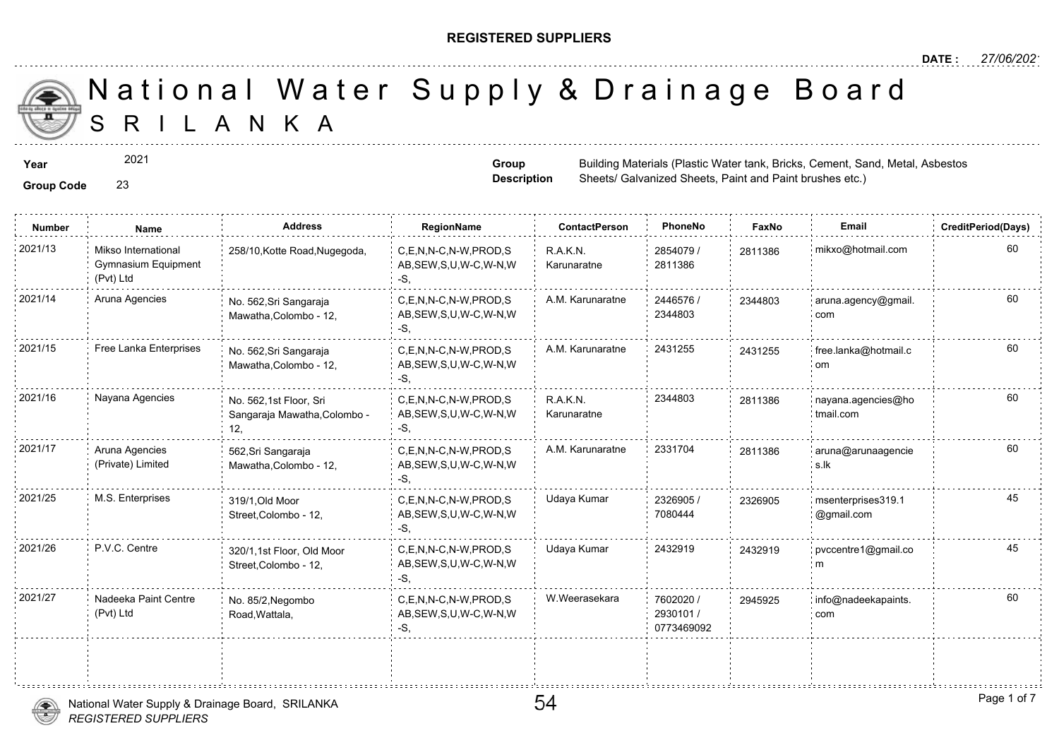**REGISTERED SUPPLIERS**

**DATE :** *27/06/2021*

# National Water Supply & Drainage Board
## SRILANKA

**Year** 2021

**Group Code** 23

**Group Description** Building Materials (Plastic Water tank, Bricks, Cement, Sand, Metal, Asbestos Sheets/ Galvanized Sheets, Paint and Paint brushes etc.)

| Number | Name | Address | RegionName | ContactPerson | PhoneNo | FaxNo | Email | CreditPeriod(Days) |
|---|---|---|---|---|---|---|---|---|
| 2021/13 | Mikso International Gymnasium Equipment (Pvt) Ltd | 258/10,Kotte Road,Nugegoda, | C,E,N,N-C,N-W,PROD,SAB,SEW,S,U,W-C,W-N,W-S, | R.A.K.N. Karunaratne | 2854079 / 2811386 | 2811386 | mikxo@hotmail.com | 60 |
| 2021/14 | Aruna Agencies | No. 562,Sri Sangaraja Mawatha,Colombo - 12, | C,E,N,N-C,N-W,PROD,SAB,SEW,S,U,W-C,W-N,W-S, | A.M. Karunaratne | 2446576 / 2344803 | 2344803 | aruna.agency@gmail.com | 60 |
| 2021/15 | Free Lanka Enterprises | No. 562,Sri Sangaraja Mawatha,Colombo - 12, | C,E,N,N-C,N-W,PROD,SAB,SEW,S,U,W-C,W-N,W-S, | A.M. Karunaratne | 2431255 | 2431255 | free.lanka@hotmail.com | 60 |
| 2021/16 | Nayana Agencies | No. 562,1st Floor, Sri Sangaraja Mawatha,Colombo - 12, | C,E,N,N-C,N-W,PROD,SAB,SEW,S,U,W-C,W-N,W-S, | R.A.K.N. Karunaratne | 2344803 | 2811386 | nayana.agencies@hotmail.com | 60 |
| 2021/17 | Aruna Agencies (Private) Limited | 562,Sri Sangaraja Mawatha,Colombo - 12, | C,E,N,N-C,N-W,PROD,SAB,SEW,S,U,W-C,W-N,W-S, | A.M. Karunaratne | 2331704 | 2811386 | aruna@arunaagencies.lk | 60 |
| 2021/25 | M.S. Enterprises | 319/1,Old Moor Street,Colombo - 12, | C,E,N,N-C,N-W,PROD,SAB,SEW,S,U,W-C,W-N,W-S, | Udaya Kumar | 2326905 / 7080444 | 2326905 | msenterprises319.1@gmail.com | 45 |
| 2021/26 | P.V.C. Centre | 320/1,1st Floor, Old Moor Street,Colombo - 12, | C,E,N,N-C,N-W,PROD,SAB,SEW,S,U,W-C,W-N,W-S, | Udaya Kumar | 2432919 | 2432919 | pvccentre1@gmail.com | 45 |
| 2021/27 | Nadeeka Paint Centre (Pvt) Ltd | No. 85/2,Negombo Road,Wattala, | C,E,N,N-C,N-W,PROD,SAB,SEW,S,U,W-C,W-N,W-S, | W.Weerasekara | 7602020 / 2930101 / 0773469092 | 2945925 | info@nadeekapaints.com | 60 |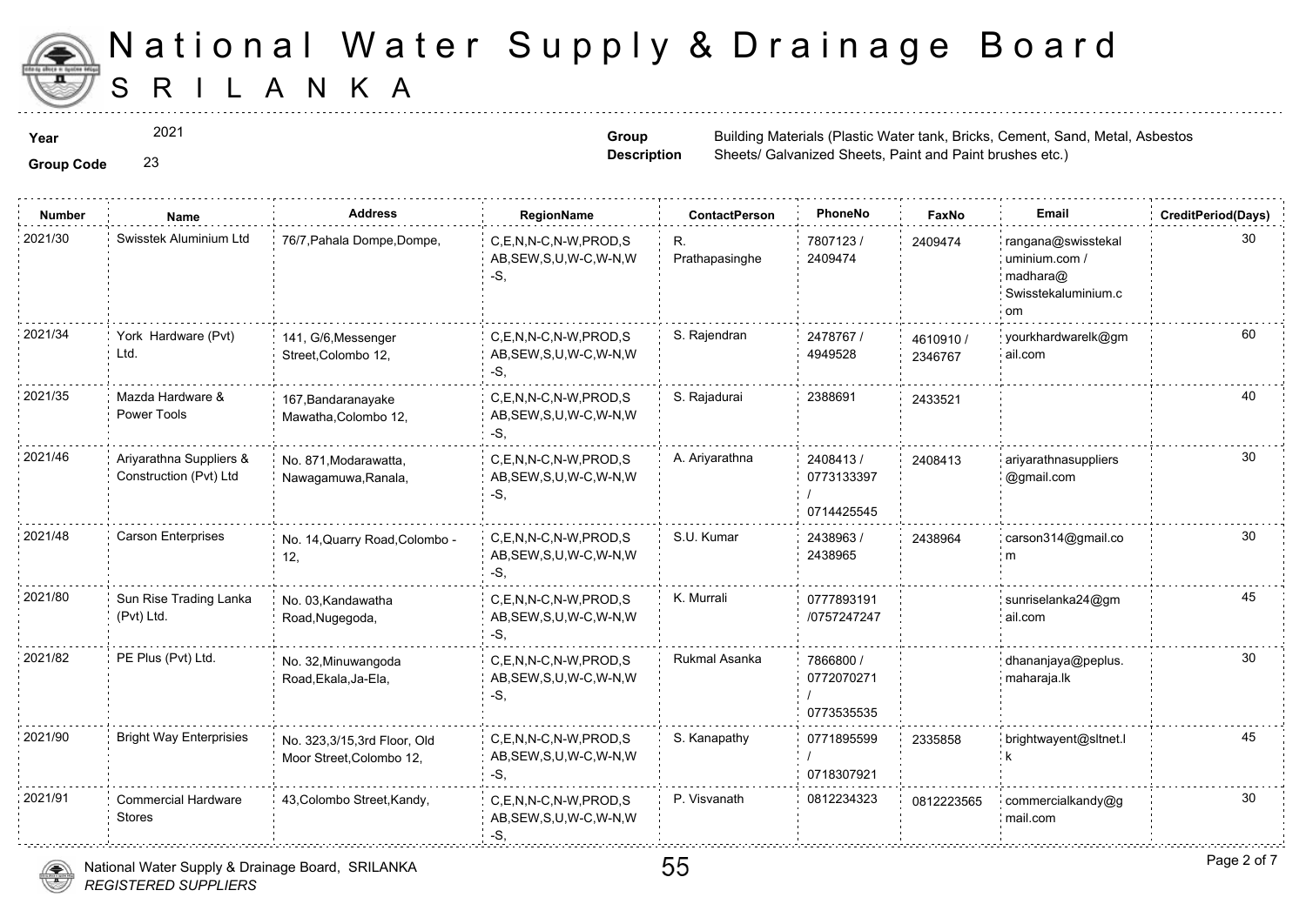# National Water Supply & Drainage Board
## SRI LANKA

**Year** 2021

**Group Code** 23

**Group Description** Building Materials (Plastic Water tank, Bricks, Cement, Sand, Metal, Asbestos Sheets/ Galvanized Sheets, Paint and Paint brushes etc.)

| Number | Name | Address | RegionName | ContactPerson | PhoneNo | FaxNo | Email | CreditPeriod(Days) |
|---|---|---|---|---|---|---|---|---|
| 2021/30 | Swisstek Aluminium Ltd | 76/7,Pahala Dompe,Dompe, | C,E,N,N-C,N-W,PROD,SAB,SEW,S,U,W-C,W-N,W-S, | R. Prathapasinghe | 7807123 / 2409474 | 2409474 | rangana@swisstekaluminium.com / madhara@Swisstekaluminium.com | 30 |
| 2021/34 | York Hardware (Pvt) Ltd. | 141, G/6,Messenger Street,Colombo 12, | C,E,N,N-C,N-W,PROD,SAB,SEW,S,U,W-C,W-N,W-S, | S. Rajendran | 2478767 / 4949528 | 4610910 / 2346767 | yourkhardwarelk@gmail.com | 60 |
| 2021/35 | Mazda Hardware & Power Tools | 167,Bandaranayake Mawatha,Colombo 12, | C,E,N,N-C,N-W,PROD,SAB,SEW,S,U,W-C,W-N,W-S, | S. Rajadurai | 2388691 | 2433521 | | 40 |
| 2021/46 | Ariyarathna Suppliers & Construction (Pvt) Ltd | No. 871,Modarawatta, Nawagamuwa,Ranala, | C,E,N,N-C,N-W,PROD,SAB,SEW,S,U,W-C,W-N,W-S, | A. Ariyarathna | 2408413 / 0773133397 / 0714425545 | 2408413 | ariyarathnasuppliers@gmail.com | 30 |
| 2021/48 | Carson Enterprises | No. 14,Quarry Road,Colombo - 12, | C,E,N,N-C,N-W,PROD,SAB,SEW,S,U,W-C,W-N,W-S, | S.U. Kumar | 2438963 / 2438965 | 2438964 | carson314@gmail.com | 30 |
| 2021/80 | Sun Rise Trading Lanka (Pvt) Ltd. | No. 03,Kandawatha Road,Nugegoda, | C,E,N,N-C,N-W,PROD,SAB,SEW,S,U,W-C,W-N,W-S, | K. Murrali | 0777893191 /0757247247 | | sunriselanka24@gmail.com | 45 |
| 2021/82 | PE Plus (Pvt) Ltd. | No. 32,Minuwangoda Road,Ekala,Ja-Ela, | C,E,N,N-C,N-W,PROD,SAB,SEW,S,U,W-C,W-N,W-S, | Rukmal Asanka | 7866800 / 0772070271 / 0773535535 | | dhananjaya@peplus.maharaja.lk | 30 |
| 2021/90 | Bright Way Enterprisies | No. 323,3/15,3rd Floor, Old Moor Street,Colombo 12, | C,E,N,N-C,N-W,PROD,SAB,SEW,S,U,W-C,W-N,W-S, | S. Kanapathy | 0771895599 / 0718307921 | 2335858 | brightwayent@sltnet.lk | 45 |
| 2021/91 | Commercial Hardware Stores | 43,Colombo Street,Kandy, | C,E,N,N-C,N-W,PROD,SAB,SEW,S,U,W-C,W-N,W-S, | P. Visvanath | 0812234323 | 0812223565 | commercialkandy@gmail.com | 30 |

National Water Supply & Drainage Board, SRILANKA
*REGISTERED SUPPLIERS*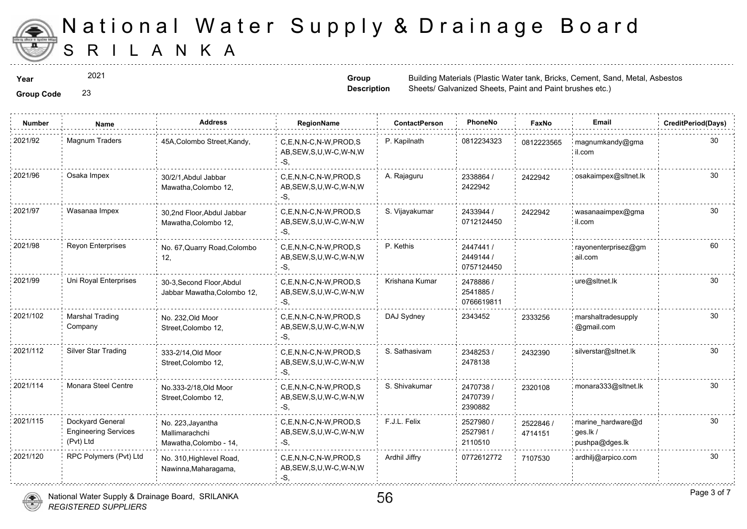# National Water Supply & Drainage Board
## SRI LANKA

**Year** 2021

**Group Code** 23

**Group Description** Building Materials (Plastic Water tank, Bricks, Cement, Sand, Metal, Asbestos Sheets/ Galvanized Sheets, Paint and Paint brushes etc.)

| Number | Name | Address | RegionName | ContactPerson | PhoneNo | FaxNo | Email | CreditPeriod(Days) |
|---|---|---|---|---|---|---|---|---|
| 2021/92 | Magnum Traders | 45A,Colombo Street,Kandy, | C,E,N,N-C,N-W,PROD,SAB,SEW,S,U,W-C,W-N,W-S, | P. Kapilnath | 0812234323 | 0812223565 | magnumkandy@gmail.com | 30 |
| 2021/96 | Osaka Impex | 30/2/1,Abdul Jabbar Mawatha,Colombo 12, | C,E,N,N-C,N-W,PROD,SAB,SEW,S,U,W-C,W-N,W-S, | A. Rajaguru | 2338864 / 2422942 | 2422942 | osakaimpex@sltnet.lk | 30 |
| 2021/97 | Wasanaa Impex | 30,2nd Floor,Abdul Jabbar Mawatha,Colombo 12, | C,E,N,N-C,N-W,PROD,SAB,SEW,S,U,W-C,W-N,W-S, | S. Vijayakumar | 2433944 / 0712124450 | 2422942 | wasanaaimpex@gmail.com | 30 |
| 2021/98 | Reyon Enterprises | No. 67,Quarry Road,Colombo 12, | C,E,N,N-C,N-W,PROD,SAB,SEW,S,U,W-C,W-N,W-S, | P. Kethis | 2447441 / 2449144 / 0757124450 | | rayonenterprisez@gmail.com | 60 |
| 2021/99 | Uni Royal Enterprises | 30-3,Second Floor,Abdul Jabbar Mawatha,Colombo 12, | C,E,N,N-C,N-W,PROD,SAB,SEW,S,U,W-C,W-N,W-S, | Krishana Kumar | 2478886 / 2541885 / 0766619811 | | ure@sltnet.lk | 30 |
| 2021/102 | Marshal Trading Company | No. 232,Old Moor Street,Colombo 12, | C,E,N,N-C,N-W,PROD,SAB,SEW,S,U,W-C,W-N,W-S, | DAJ Sydney | 2343452 | 2333256 | marshaltradesupply@gmail.com | 30 |
| 2021/112 | Silver Star Trading | 333-2/14,Old Moor Street,Colombo 12, | C,E,N,N-C,N-W,PROD,SAB,SEW,S,U,W-C,W-N,W-S, | S. Sathasivam | 2348253 / 2478138 | 2432390 | silverstar@sltnet.lk | 30 |
| 2021/114 | Monara Steel Centre | No.333-2/18,Old Moor Street,Colombo 12, | C,E,N,N-C,N-W,PROD,SAB,SEW,S,U,W-C,W-N,W-S, | S. Shivakumar | 2470738 / 2470739 / 2390882 | 2320108 | monara333@sltnet.lk | 30 |
| 2021/115 | Dockyard General Engineering Services (Pvt) Ltd | No. 223,Jayantha Mallimarachchi Mawatha,Colombo - 14, | C,E,N,N-C,N-W,PROD,SAB,SEW,S,U,W-C,W-N,W-S, | F.J.L. Felix | 2527980 / 2527981 / 2110510 | 2522846 / 4714151 | marine_hardware@dges.lk / pushpa@dges.lk | 30 |
| 2021/120 | RPC Polymers (Pvt) Ltd | No. 310,Highlevel Road, Nawinna,Maharagama, | C,E,N,N-C,N-W,PROD,SAB,SEW,S,U,W-C,W-N,W-S, | Ardhil Jiffry | 0772612772 | 7107530 | ardhilj@arpico.com | 30 |

National Water Supply & Drainage Board, SRILANKA
*REGISTERED SUPPLIERS*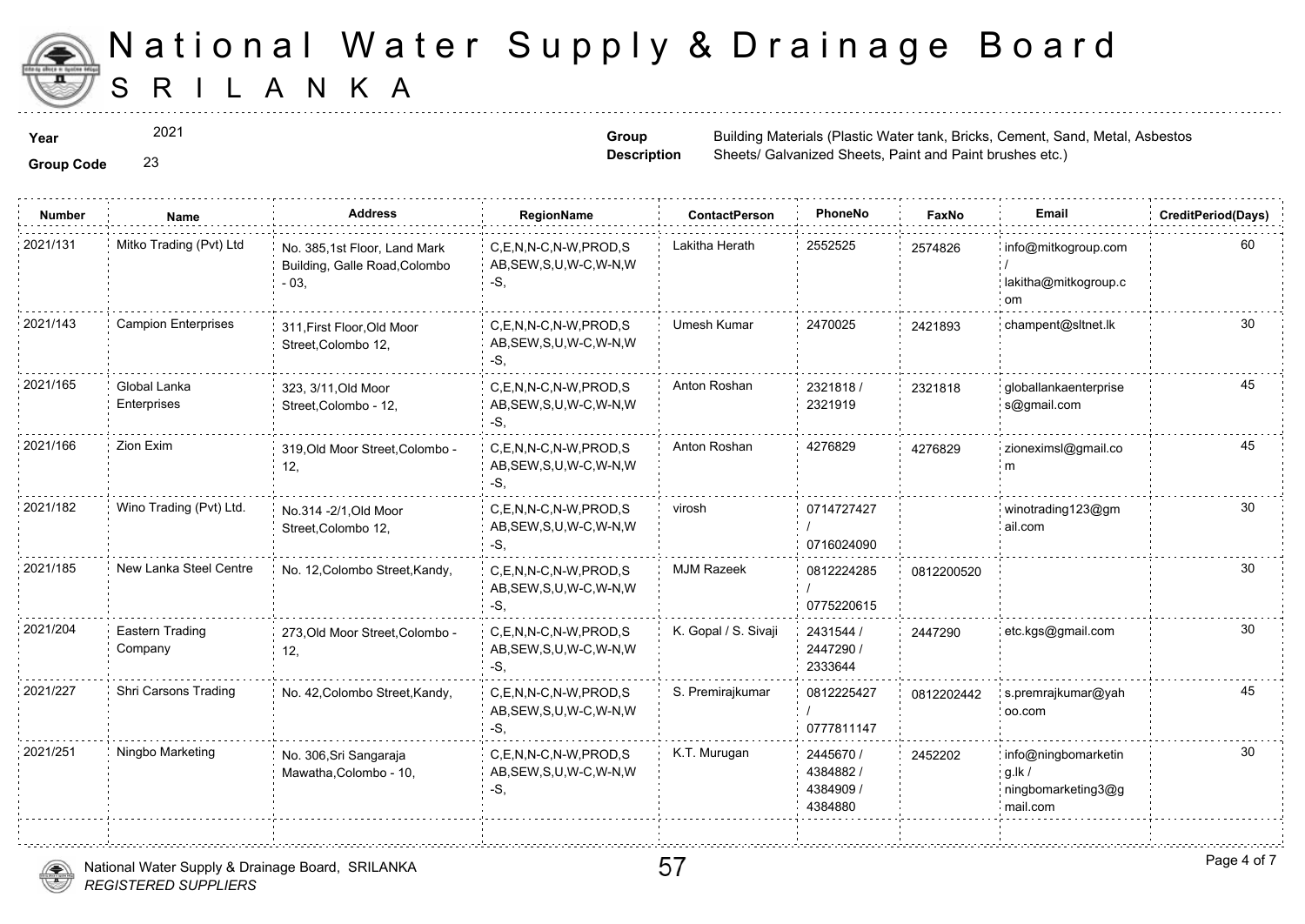# National Water Supply & Drainage Board

## SRI LANKA

**Year** 2021

**Group Code** 23

**Group Description** Building Materials (Plastic Water tank, Bricks, Cement, Sand, Metal, Asbestos Sheets/ Galvanized Sheets, Paint and Paint brushes etc.)

| Number | Name | Address | RegionName | ContactPerson | PhoneNo | FaxNo | Email | CreditPeriod(Days) |
|---|---|---|---|---|---|---|---|---|
| 2021/131 | Mitko Trading (Pvt) Ltd | No. 385,1st Floor, Land Mark Building, Galle Road,Colombo - 03, | C,E,N,N-C,N-W,PROD,SAB,SEW,S,U,W-C,W-N,W-S, | Lakitha Herath | 2552525 | 2574826 | info@mitkogroup.com / lakitha@mitkogroup.com | 60 |
| 2021/143 | Campion Enterprises | 311,First Floor,Old Moor Street,Colombo 12, | C,E,N,N-C,N-W,PROD,SAB,SEW,S,U,W-C,W-N,W-S, | Umesh Kumar | 2470025 | 2421893 | champent@sltnet.lk | 30 |
| 2021/165 | Global Lanka Enterprises | 323, 3/11,Old Moor Street,Colombo - 12, | C,E,N,N-C,N-W,PROD,SAB,SEW,S,U,W-C,W-N,W-S, | Anton Roshan | 2321818 / 2321919 | 2321818 | globallankaenterprises@gmail.com | 45 |
| 2021/166 | Zion Exim | 319,Old Moor Street,Colombo - 12, | C,E,N,N-C,N-W,PROD,SAB,SEW,S,U,W-C,W-N,W-S, | Anton Roshan | 4276829 | 4276829 | zioneximsl@gmail.com | 45 |
| 2021/182 | Wino Trading (Pvt) Ltd. | No.314 -2/1,Old Moor Street,Colombo 12, | C,E,N,N-C,N-W,PROD,SAB,SEW,S,U,W-C,W-N,W-S, | virosh | 0714727427 / 0716024090 | | winotrading123@gmail.com | 30 |
| 2021/185 | New Lanka Steel Centre | No. 12,Colombo Street,Kandy, | C,E,N,N-C,N-W,PROD,SAB,SEW,S,U,W-C,W-N,W-S, | MJM Razeek | 0812224285 / 0775220615 | 0812200520 | | 30 |
| 2021/204 | Eastern Trading Company | 273,Old Moor Street,Colombo - 12, | C,E,N,N-C,N-W,PROD,SAB,SEW,S,U,W-C,W-N,W-S, | K. Gopal / S. Sivaji | 2431544 / 2447290 / 2333644 | 2447290 | etc.kgs@gmail.com | 30 |
| 2021/227 | Shri Carsons Trading | No. 42,Colombo Street,Kandy, | C,E,N,N-C,N-W,PROD,SAB,SEW,S,U,W-C,W-N,W-S, | S. Premirajkumar | 0812225427 / 0777811147 | 0812202442 | s.premrajkumar@yahoo.com | 45 |
| 2021/251 | Ningbo Marketing | No. 306,Sri Sangaraja Mawatha,Colombo - 10, | C,E,N,N-C,N-W,PROD,SAB,SEW,S,U,W-C,W-N,W-S, | K.T. Murugan | 2445670 / 4384882 / 4384909 / 4384880 | 2452202 | info@ningbomarketing.lk / ningbomarketing3@gmail.com | 30 |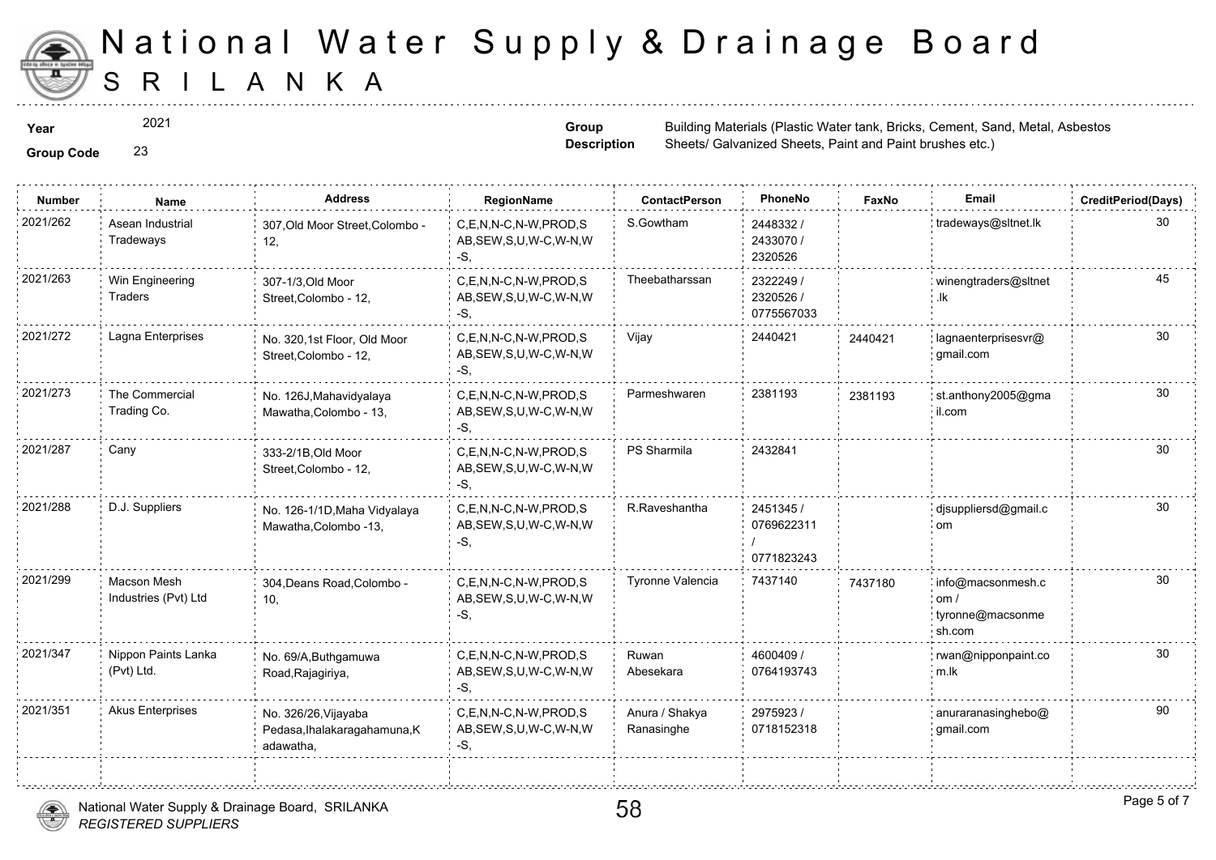# National Water Supply & Drainage Board
## SRILANKA

**Year** 2021

**Group Code** 23

**Group Description** Building Materials (Plastic Water tank, Bricks, Cement, Sand, Metal, Asbestos Sheets/ Galvanized Sheets, Paint and Paint brushes etc.)

| Number | Name | Address | RegionName | ContactPerson | PhoneNo | FaxNo | Email | CreditPeriod(Days) |
|---|---|---|---|---|---|---|---|---|
| 2021/262 | Asean Industrial Tradeways | 307,Old Moor Street,Colombo - 12, | C,E,N,N-C,N-W,PROD,SAB,SEW,S,U,W-C,W-N,W-S, | S.Gowtham | 2448332 / 2433070 / 2320526 | | tradeways@sltnet.lk | 30 |
| 2021/263 | Win Engineering Traders | 307-1/3,Old Moor Street,Colombo - 12, | C,E,N,N-C,N-W,PROD,SAB,SEW,S,U,W-C,W-N,W-S, | Theebatharssan | 2322249 / 2320526 / 0775567033 | | winengtraders@sltnet.lk | 45 |
| 2021/272 | Lagna Enterprises | No. 320,1st Floor, Old Moor Street,Colombo - 12, | C,E,N,N-C,N-W,PROD,SAB,SEW,S,U,W-C,W-N,W-S, | Vijay | 2440421 | 2440421 | lagnaenterprisesvr@gmail.com | 30 |
| 2021/273 | The Commercial Trading Co. | No. 126J,Mahavidyalaya Mawatha,Colombo - 13, | C,E,N,N-C,N-W,PROD,SAB,SEW,S,U,W-C,W-N,W-S, | Parmeshwaren | 2381193 | 2381193 | st.anthony2005@gmail.com | 30 |
| 2021/287 | Cany | 333-2/1B,Old Moor Street,Colombo - 12, | C,E,N,N-C,N-W,PROD,SAB,SEW,S,U,W-C,W-N,W-S, | PS Sharmila | 2432841 | | | 30 |
| 2021/288 | D.J. Suppliers | No. 126-1/1D,Maha Vidyalaya Mawatha,Colombo -13, | C,E,N,N-C,N-W,PROD,SAB,SEW,S,U,W-C,W-N,W-S, | R.Raveshantha | 2451345 / 0769622311 / 0771823243 | | djsuppliersd@gmail.com | 30 |
| 2021/299 | Macson Mesh Industries (Pvt) Ltd | 304,Deans Road,Colombo - 10, | C,E,N,N-C,N-W,PROD,SAB,SEW,S,U,W-C,W-N,W-S, | Tyronne Valencia | 7437140 | 7437180 | info@macsonmesh.com / tyronne@macsonmesh.com | 30 |
| 2021/347 | Nippon Paints Lanka (Pvt) Ltd. | No. 69/A,Buthgamuwa Road,Rajagiriya, | C,E,N,N-C,N-W,PROD,SAB,SEW,S,U,W-C,W-N,W-S, | Ruwan Abesekara | 4600409 / 0764193743 | | rwan@nipponpaint.com.lk | 30 |
| 2021/351 | Akus Enterprises | No. 326/26,Vijayaba Pedasa,Ihalakaragahamuna,Kadawatha, | C,E,N,N-C,N-W,PROD,SAB,SEW,S,U,W-C,W-N,W-S, | Anura / Shakya Ranasinghe | 2975923 / 0718152318 | | anuraranasinghebo@gmail.com | 90 |

National Water Supply & Drainage Board, SRILANKA
*REGISTERED SUPPLIERS*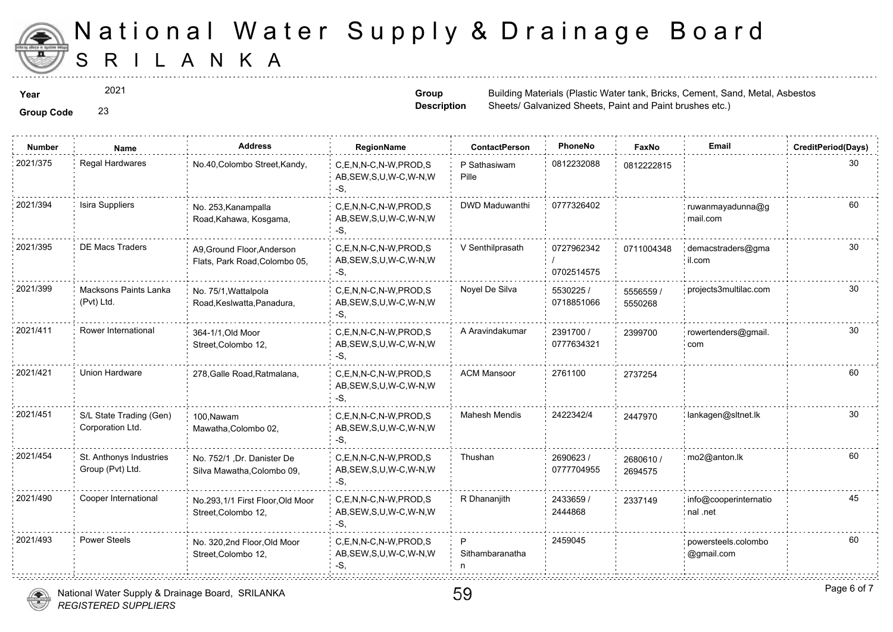# National Water Supply & Drainage Board
## SRILANKA

**Year** 2021

**Group Code** 23

**Group Description** Building Materials (Plastic Water tank, Bricks, Cement, Sand, Metal, Asbestos Sheets/ Galvanized Sheets, Paint and Paint brushes etc.)

| Number | Name | Address | RegionName | ContactPerson | PhoneNo | FaxNo | Email | CreditPeriod(Days) |
|---|---|---|---|---|---|---|---|---|
| 2021/375 | Regal Hardwares | No.40,Colombo Street,Kandy, | C,E,N,N-C,N-W,PROD,SAB,SEW,S,U,W-C,W-N,W-S, | P Sathasiwam Pille | 0812232088 | 0812222815 | | 30 |
| 2021/394 | Isira Suppliers | No. 253,Kanampalla Road,Kahawa, Kosgama, | C,E,N,N-C,N-W,PROD,SAB,SEW,S,U,W-C,W-N,W-S, | DWD Maduwanthi | 0777326402 | | ruwanmayadunna@gmail.com | 60 |
| 2021/395 | DE Macs Traders | A9,Ground Floor,Anderson Flats, Park Road,Colombo 05, | C,E,N,N-C,N-W,PROD,SAB,SEW,S,U,W-C,W-N,W-S, | V Senthilprasath | 0727962342 / 0702514575 | 0711004348 | demacstraders@gmail.com | 30 |
| 2021/399 | Macksons Paints Lanka (Pvt) Ltd. | No. 75/1,Wattalpola Road,Keslwatta,Panadura, | C,E,N,N-C,N-W,PROD,SAB,SEW,S,U,W-C,W-N,W-S, | Noyel De Silva | 5530225 / 0718851066 | 5556559 / 5550268 | projects3multilac.com | 30 |
| 2021/411 | Rower International | 364-1/1,Old Moor Street,Colombo 12, | C,E,N,N-C,N-W,PROD,SAB,SEW,S,U,W-C,W-N,W-S, | A Aravindakumar | 2391700 / 0777634321 | 2399700 | rowertenders@gmail.com | 30 |
| 2021/421 | Union Hardware | 278,Galle Road,Ratmalana, | C,E,N,N-C,N-W,PROD,SAB,SEW,S,U,W-C,W-N,W-S, | ACM Mansoor | 2761100 | 2737254 | | 60 |
| 2021/451 | S/L State Trading (Gen) Corporation Ltd. | 100,Nawam Mawatha,Colombo 02, | C,E,N,N-C,N-W,PROD,SAB,SEW,S,U,W-C,W-N,W-S, | Mahesh Mendis | 2422342/4 | 2447970 | lankagen@sltnet.lk | 30 |
| 2021/454 | St. Anthonys Industries Group (Pvt) Ltd. | No. 752/1 ,Dr. Danister De Silva Mawatha,Colombo 09, | C,E,N,N-C,N-W,PROD,SAB,SEW,S,U,W-C,W-N,W-S, | Thushan | 2690623 / 0777704955 | 2680610 / 2694575 | mo2@anton.lk | 60 |
| 2021/490 | Cooper International | No.293,1/1 First Floor,Old Moor Street,Colombo 12, | C,E,N,N-C,N-W,PROD,SAB,SEW,S,U,W-C,W-N,W-S, | R Dhananjith | 2433659 / 2444868 | 2337149 | info@cooperinternational .net | 45 |
| 2021/493 | Power Steels | No. 320,2nd Floor,Old Moor Street,Colombo 12, | C,E,N,N-C,N-W,PROD,SAB,SEW,S,U,W-C,W-N,W-S, | P Sithambaranathan | 2459045 | | powersteels.colombo@gmail.com | 60 |

National Water Supply & Drainage Board, SRILANKA
*REGISTERED SUPPLIERS*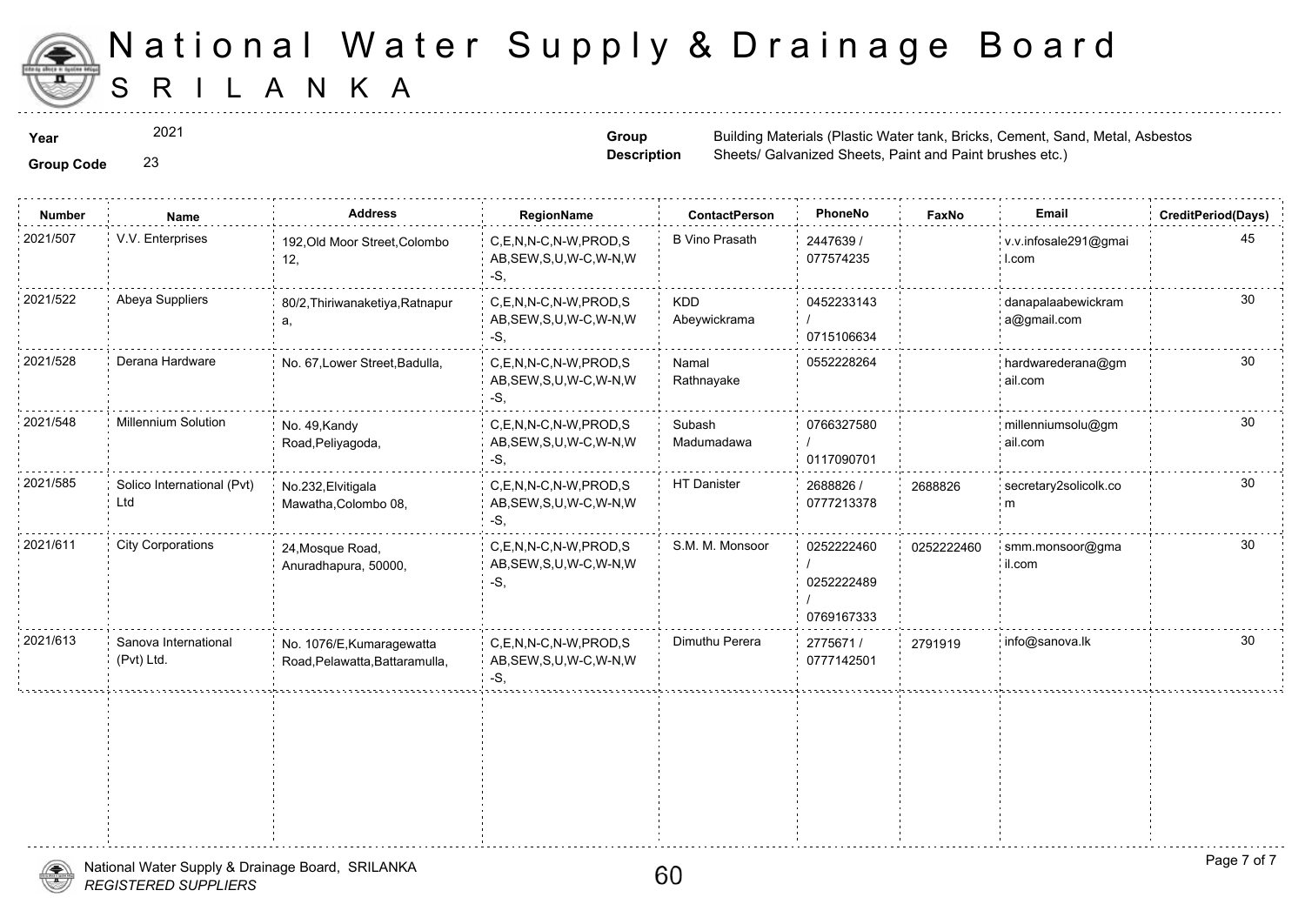# National Water Supply & Drainage Board

# SRILANKA

**Year** 2021

**Group Code** 23

**Group Description** Building Materials (Plastic Water tank, Bricks, Cement, Sand, Metal, Asbestos Sheets/ Galvanized Sheets, Paint and Paint brushes etc.)

| Number | Name | Address | RegionName | ContactPerson | PhoneNo | FaxNo | Email | CreditPeriod(Days) |
|---|---|---|---|---|---|---|---|---|
| 2021/507 | V.V. Enterprises | 192,Old Moor Street,Colombo 12, | C,E,N,N-C,N-W,PROD,SAB,SEW,S,U,W-C,W-N,W-S, | B Vino Prasath | 2447639 / 077574235 | | v.v.infosale291@gmail.com | 45 |
| 2021/522 | Abeya Suppliers | 80/2,Thiriwanaketiya,Ratnapura, | C,E,N,N-C,N-W,PROD,SAB,SEW,S,U,W-C,W-N,W-S, | KDD Abeywickrama | 0452233143 / 0715106634 | | danapalaabewickrama@gmail.com | 30 |
| 2021/528 | Derana Hardware | No. 67,Lower Street,Badulla, | C,E,N,N-C,N-W,PROD,SAB,SEW,S,U,W-C,W-N,W-S, | Namal Rathnayake | 0552228264 | | hardwarederana@gmail.com | 30 |
| 2021/548 | Millennium Solution | No. 49,Kandy Road,Peliyagoda, | C,E,N,N-C,N-W,PROD,SAB,SEW,S,U,W-C,W-N,W-S, | Subash Madumadawa | 0766327580 / 0117090701 | | millenniumsolu@gmail.com | 30 |
| 2021/585 | Solico International (Pvt) Ltd | No.232,Elvitigala Mawatha,Colombo 08, | C,E,N,N-C,N-W,PROD,SAB,SEW,S,U,W-C,W-N,W-S, | HT Danister | 2688826 / 0777213378 | 2688826 | secretary2solicolk.com | 30 |
| 2021/611 | City Corporations | 24,Mosque Road, Anuradhapura, 50000, | C,E,N,N-C,N-W,PROD,SAB,SEW,S,U,W-C,W-N,W-S, | S.M. M. Monsoor | 0252222460 / 0252222489 / 0769167333 | 0252222460 | smm.monsoor@gmail.com | 30 |
| 2021/613 | Sanova International (Pvt) Ltd. | No. 1076/E,Kumaragewatta Road,Pelawatta,Battaramulla, | C,E,N,N-C,N-W,PROD,SAB,SEW,S,U,W-C,W-N,W-S, | Dimuthu Perera | 2775671 / 0777142501 | 2791919 | info@sanova.lk | 30 |

National Water Supply & Drainage Board, SRILANKA
*REGISTERED SUPPLIERS*